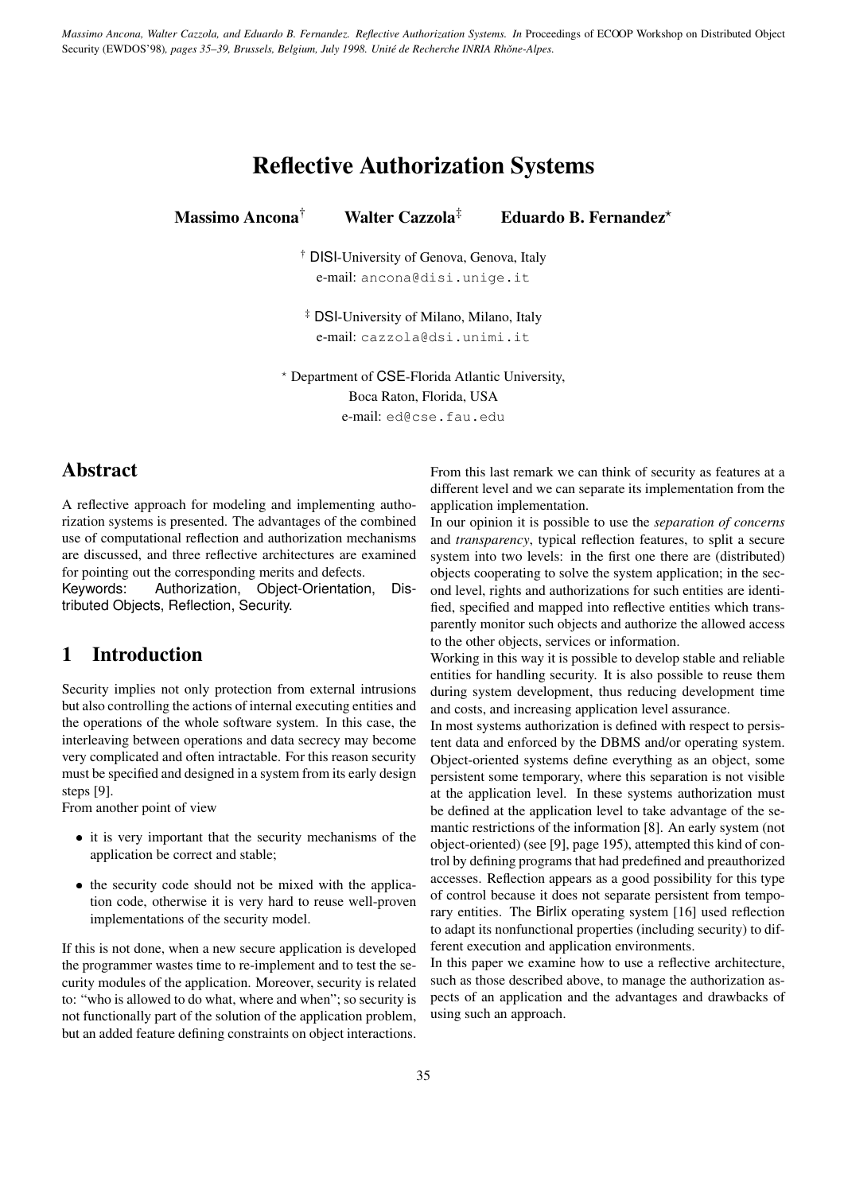*Massimo Ancona, Walter Cazzola, and Eduardo B. Fernandez. Reflective Authorization Systems. In* Proceedings of ECOOP Workshop on Distributed Object Security (EWDOS'98)*, pages 35–39, Brussels, Belgium, July 1998. Unité de Recherche INRIA Rhône-Alpes.*

# Reflective Authorization Systems

**Massimo Ancona**[†] **Walter Cazzola**[‡] **Eduardo B. Fernandez**[⋆]

[†] DISI-University of Genova, Genova, Italy
e-mail: ancona@disi.unige.it

[‡] DSI-University of Milano, Milano, Italy
e-mail: cazzola@dsi.unimi.it

[⋆] Department of CSE-Florida Atlantic University,
Boca Raton, Florida, USA
e-mail: ed@cse.fau.edu

## Abstract

A reflective approach for modeling and implementing authorization systems is presented. The advantages of the combined use of computational reflection and authorization mechanisms are discussed, and three reflective architectures are examined for pointing out the corresponding merits and defects.

Keywords: Authorization, Object-Orientation, Distributed Objects, Reflection, Security.

## 1 Introduction

Security implies not only protection from external intrusions but also controlling the actions of internal executing entities and the operations of the whole software system. In this case, the interleaving between operations and data secrecy may become very complicated and often intractable. For this reason security must be specified and designed in a system from its early design steps [9].

From another point of view

- it is very important that the security mechanisms of the application be correct and stable;
- the security code should not be mixed with the application code, otherwise it is very hard to reuse well-proven implementations of the security model.

If this is not done, when a new secure application is developed the programmer wastes time to re-implement and to test the security modules of the application. Moreover, security is related to: "who is allowed to do what, where and when"; so security is not functionally part of the solution of the application problem, but an added feature defining constraints on object interactions. From this last remark we can think of security as features at a different level and we can separate its implementation from the application implementation.

In our opinion it is possible to use the *separation of concerns* and *transparency*, typical reflection features, to split a secure system into two levels: in the first one there are (distributed) objects cooperating to solve the system application; in the second level, rights and authorizations for such entities are identified, specified and mapped into reflective entities which transparently monitor such objects and authorize the allowed access to the other objects, services or information.

Working in this way it is possible to develop stable and reliable entities for handling security. It is also possible to reuse them during system development, thus reducing development time and costs, and increasing application level assurance.

In most systems authorization is defined with respect to persistent data and enforced by the DBMS and/or operating system. Object-oriented systems define everything as an object, some persistent some temporary, where this separation is not visible at the application level. In these systems authorization must be defined at the application level to take advantage of the semantic restrictions of the information [8]. An early system (not object-oriented) (see [9], page 195), attempted this kind of control by defining programs that had predefined and preauthorized accesses. Reflection appears as a good possibility for this type of control because it does not separate persistent from temporary entities. The Birlix operating system [16] used reflection to adapt its nonfunctional properties (including security) to different execution and application environments.

In this paper we examine how to use a reflective architecture, such as those described above, to manage the authorization aspects of an application and the advantages and drawbacks of using such an approach.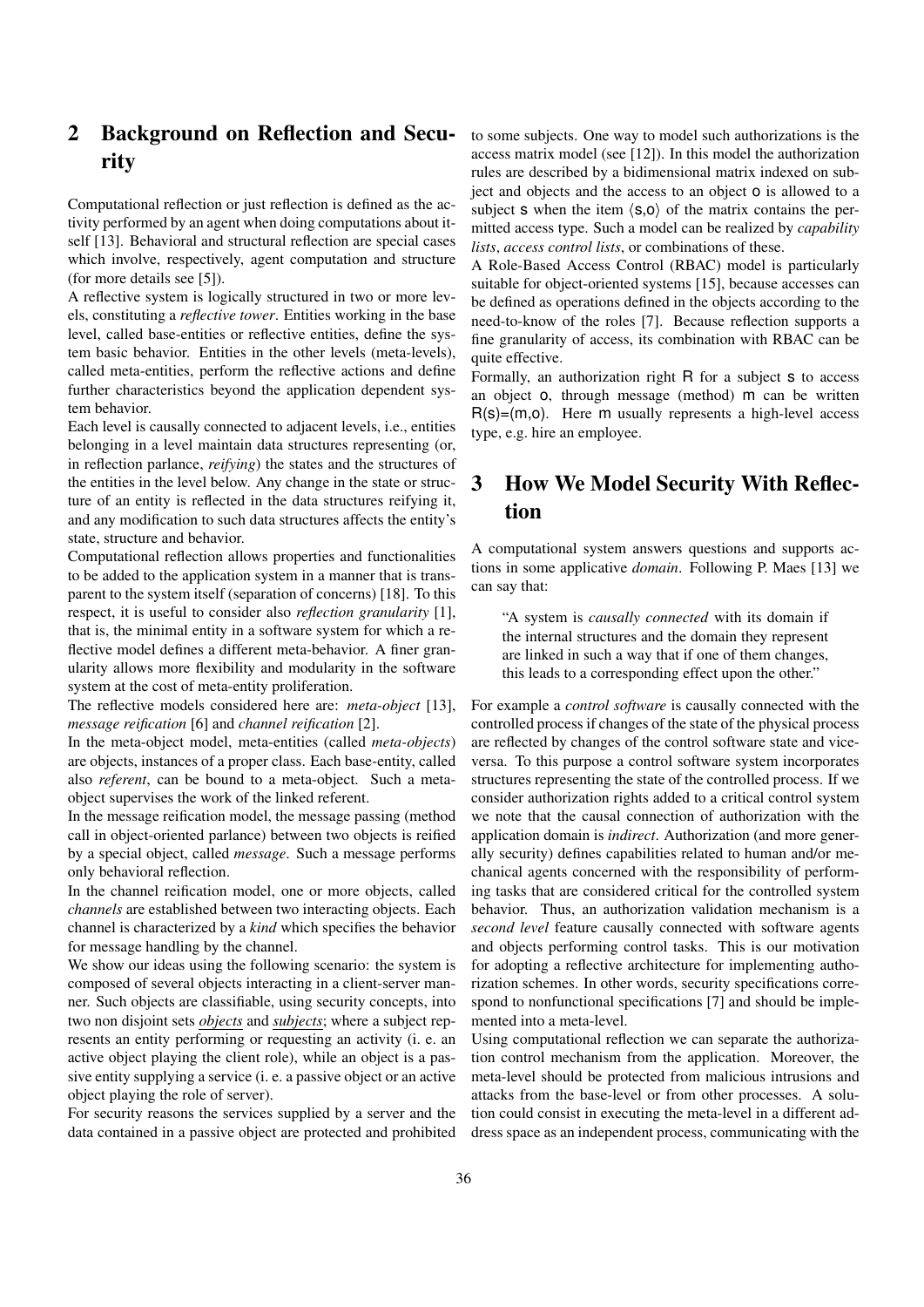## 2 Background on Reflection and Security

Computational reflection or just reflection is defined as the activity performed by an agent when doing computations about itself [13]. Behavioral and structural reflection are special cases which involve, respectively, agent computation and structure (for more details see [5]).

A reflective system is logically structured in two or more levels, constituting a *reflective tower*. Entities working in the base level, called base-entities or reflective entities, define the system basic behavior. Entities in the other levels (meta-levels), called meta-entities, perform the reflective actions and define further characteristics beyond the application dependent system behavior.

Each level is causally connected to adjacent levels, i.e., entities belonging in a level maintain data structures representing (or, in reflection parlance, *reifying*) the states and the structures of the entities in the level below. Any change in the state or structure of an entity is reflected in the data structures reifying it, and any modification to such data structures affects the entity's state, structure and behavior.

Computational reflection allows properties and functionalities to be added to the application system in a manner that is transparent to the system itself (separation of concerns) [18]. To this respect, it is useful to consider also *reflection granularity* [1], that is, the minimal entity in a software system for which a reflective model defines a different meta-behavior. A finer granularity allows more flexibility and modularity in the software system at the cost of meta-entity proliferation.

The reflective models considered here are: *meta-object* [13], *message reification* [6] and *channel reification* [2].

In the meta-object model, meta-entities (called *meta-objects*) are objects, instances of a proper class. Each base-entity, called also *referent*, can be bound to a meta-object. Such a meta-object supervises the work of the linked referent.

In the message reification model, the message passing (method call in object-oriented parlance) between two objects is reified by a special object, called *message*. Such a message performs only behavioral reflection.

In the channel reification model, one or more objects, called *channels* are established between two interacting objects. Each channel is characterized by a *kind* which specifies the behavior for message handling by the channel.

We show our ideas using the following scenario: the system is composed of several objects interacting in a client-server manner. Such objects are classifiable, using security concepts, into two non disjoint sets ***objects*** and ***subjects***; where a subject represents an entity performing or requesting an activity (i. e. an active object playing the client role), while an object is a passive entity supplying a service (i. e. a passive object or an active object playing the role of server).

For security reasons the services supplied by a server and the data contained in a passive object are protected and prohibited to some subjects. One way to model such authorizations is the access matrix model (see [12]). In this model the authorization rules are described by a bidimensional matrix indexed on subject and objects and the access to an object o is allowed to a subject s when the item $\langle s,o \rangle$ of the matrix contains the permitted access type. Such a model can be realized by *capability lists*, *access control lists*, or combinations of these.

A Role-Based Access Control (RBAC) model is particularly suitable for object-oriented systems [15], because accesses can be defined as operations defined in the objects according to the need-to-know of the roles [7]. Because reflection supports a fine granularity of access, its combination with RBAC can be quite effective.

Formally, an authorization right R for a subject s to access an object o, through message (method) m can be written R(s)=(m,o). Here m usually represents a high-level access type, e.g. hire an employee.

## 3 How We Model Security With Reflection

A computational system answers questions and supports actions in some applicative *domain*. Following P. Maes [13] we can say that:

> "A system is *causally connected* with its domain if the internal structures and the domain they represent are linked in such a way that if one of them changes, this leads to a corresponding effect upon the other."

For example a *control software* is causally connected with the controlled process if changes of the state of the physical process are reflected by changes of the control software state and viceversa. To this purpose a control software system incorporates structures representing the state of the controlled process. If we consider authorization rights added to a critical control system we note that the causal connection of authorization with the application domain is *indirect*. Authorization (and more generally security) defines capabilities related to human and/or mechanical agents concerned with the responsibility of performing tasks that are considered critical for the controlled system behavior. Thus, an authorization validation mechanism is a *second level* feature causally connected with software agents and objects performing control tasks. This is our motivation for adopting a reflective architecture for implementing authorization schemes. In other words, security specifications correspond to nonfunctional specifications [7] and should be implemented into a meta-level.

Using computational reflection we can separate the authorization control mechanism from the application. Moreover, the meta-level should be protected from malicious intrusions and attacks from the base-level or from other processes. A solution could consist in executing the meta-level in a different address space as an independent process, communicating with the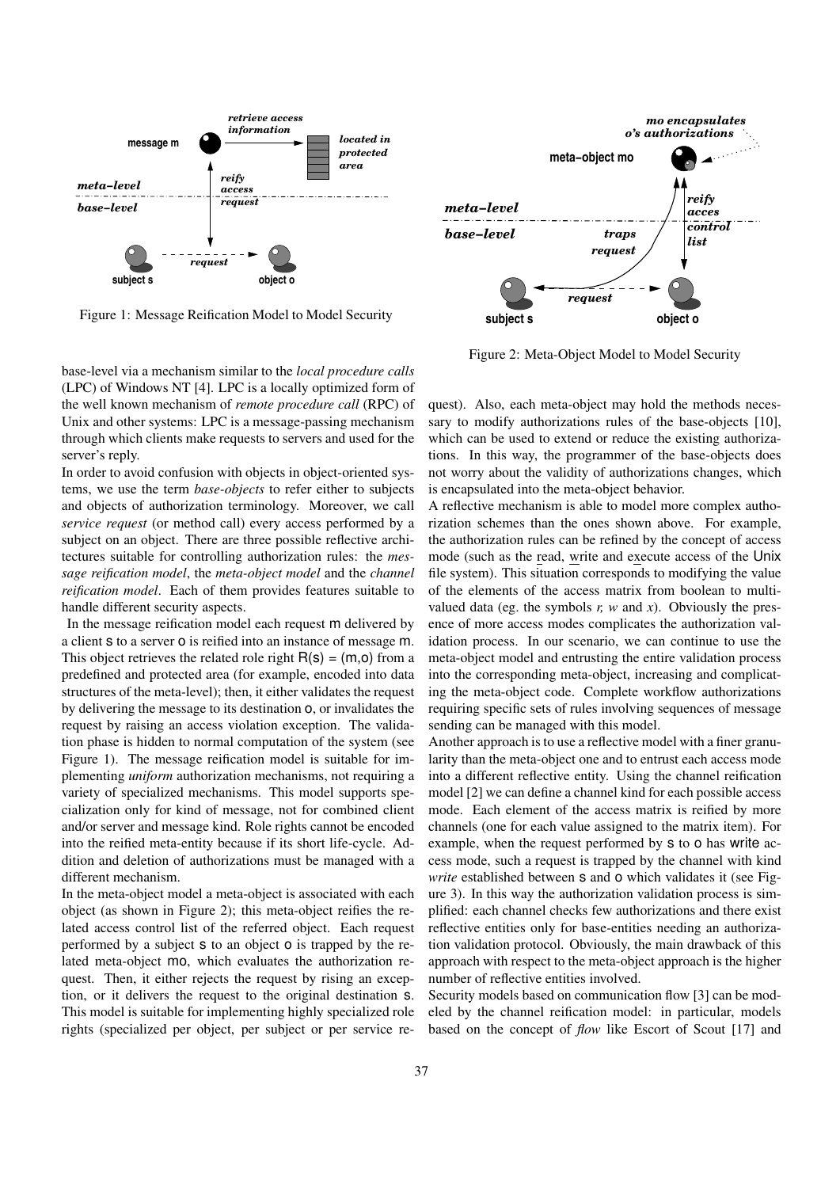Figure 1: Message Reification Model to Model Security

Figure 2: Meta-Object Model to Model Security

base-level via a mechanism similar to the *local procedure calls* (LPC) of Windows NT [4]. LPC is a locally optimized form of the well known mechanism of *remote procedure call* (RPC) of Unix and other systems: LPC is a message-passing mechanism through which clients make requests to servers and used for the server's reply.

In order to avoid confusion with objects in object-oriented systems, we use the term *base-objects* to refer either to subjects and objects of authorization terminology. Moreover, we call *service request* (or method call) every access performed by a subject on an object. There are three possible reflective architectures suitable for controlling authorization rules: the *message reification model*, the *meta-object model* and the *channel reification model*. Each of them provides features suitable to handle different security aspects.

In the message reification model each request m delivered by a client s to a server o is reified into an instance of message m. This object retrieves the related role right R(s) = (m,o) from a predefined and protected area (for example, encoded into data structures of the meta-level); then, it either validates the request by delivering the message to its destination o, or invalidates the request by raising an access violation exception. The validation phase is hidden to normal computation of the system (see Figure 1). The message reification model is suitable for implementing *uniform* authorization mechanisms, not requiring a variety of specialized mechanisms. This model supports specialization only for kind of message, not for combined client and/or server and message kind. Role rights cannot be encoded into the reified meta-entity because if its short life-cycle. Addition and deletion of authorizations must be managed with a different mechanism.

In the meta-object model a meta-object is associated with each object (as shown in Figure 2); this meta-object reifies the related access control list of the referred object. Each request performed by a subject s to an object o is trapped by the related meta-object mo, which evaluates the authorization request. Then, it either rejects the request by rising an exception, or it delivers the request to the original destination s. This model is suitable for implementing highly specialized role rights (specialized per object, per subject or per service request). Also, each meta-object may hold the methods necessary to modify authorizations rules of the base-objects [10], which can be used to extend or reduce the existing authorizations. In this way, the programmer of the base-objects does not worry about the validity of authorizations changes, which is encapsulated into the meta-object behavior.

A reflective mechanism is able to model more complex authorization schemes than the ones shown above. For example, the authorization rules can be refined by the concept of access mode (such as the read, write and execute access of the Unix file system). This situation corresponds to modifying the value of the elements of the access matrix from boolean to multi-valued data (eg. the symbols *r, w* and *x*). Obviously the presence of more access modes complicates the authorization validation process. In our scenario, we can continue to use the meta-object model and entrusting the entire validation process into the corresponding meta-object, increasing and complicating the meta-object code. Complete workflow authorizations requiring specific sets of rules involving sequences of message sending can be managed with this model.

Another approach is to use a reflective model with a finer granularity than the meta-object one and to entrust each access mode into a different reflective entity. Using the channel reification model [2] we can define a channel kind for each possible access mode. Each element of the access matrix is reified by more channels (one for each value assigned to the matrix item). For example, when the request performed by s to o has write access mode, such a request is trapped by the channel with kind *write* established between s and o which validates it (see Figure 3). In this way the authorization validation process is simplified: each channel checks few authorizations and there exist reflective entities only for base-entities needing an authorization validation protocol. Obviously, the main drawback of this approach with respect to the meta-object approach is the higher number of reflective entities involved.

Security models based on communication flow [3] can be modeled by the channel reification model: in particular, models based on the concept of *flow* like Escort of Scout [17] and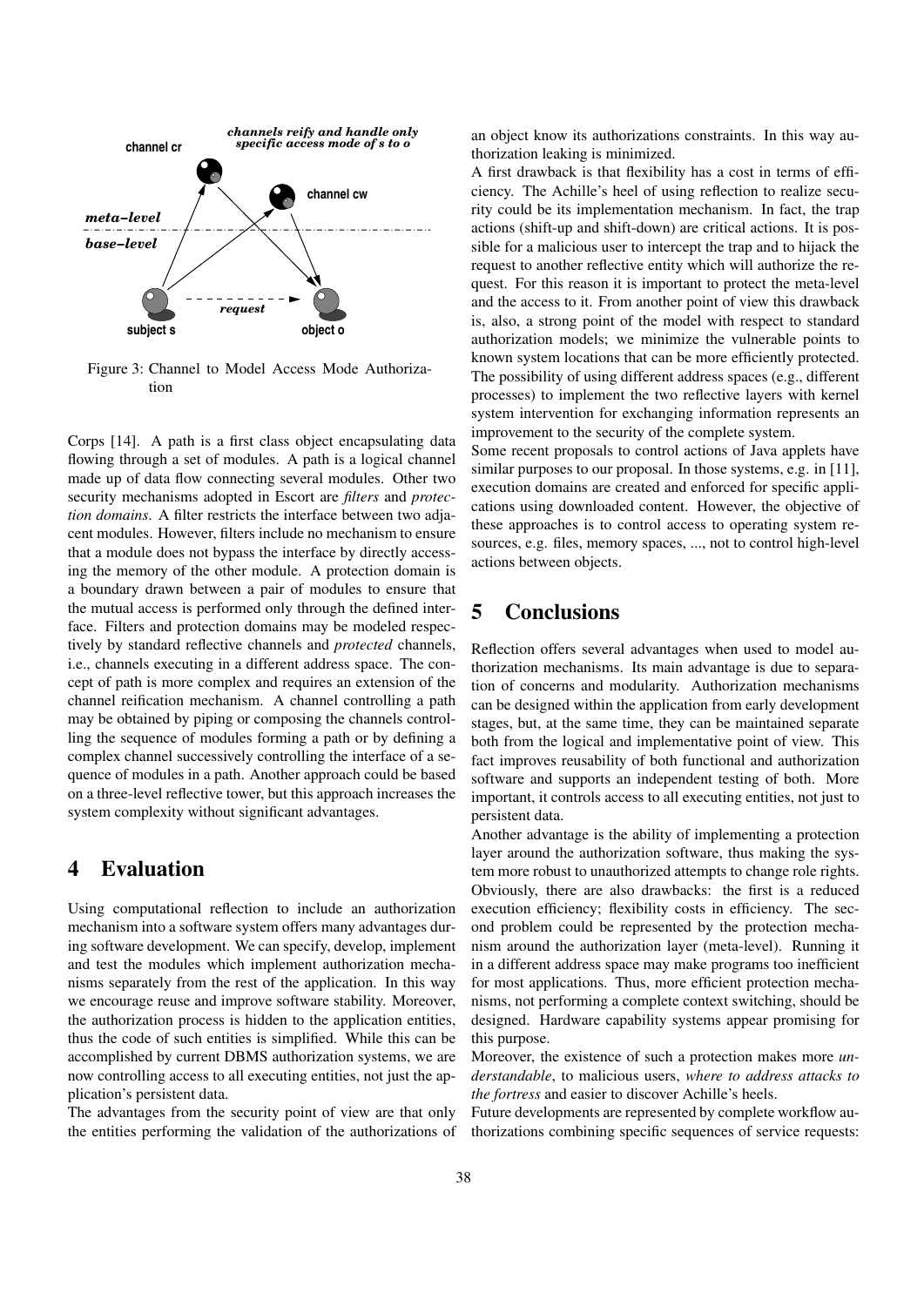channels reify and handle only specific access mode of s to o

channel cr

channel cw

meta–level

base–level

request

subject s

object o

Figure 3: Channel to Model Access Mode Authorization

Corps [14]. A path is a first class object encapsulating data flowing through a set of modules. A path is a logical channel made up of data flow connecting several modules. Other two security mechanisms adopted in Escort are *filters* and *protection domains*. A filter restricts the interface between two adjacent modules. However, filters include no mechanism to ensure that a module does not bypass the interface by directly accessing the memory of the other module. A protection domain is a boundary drawn between a pair of modules to ensure that the mutual access is performed only through the defined interface. Filters and protection domains may be modeled respectively by standard reflective channels and *protected* channels, i.e., channels executing in a different address space. The concept of path is more complex and requires an extension of the channel reification mechanism. A channel controlling a path may be obtained by piping or composing the channels controlling the sequence of modules forming a path or by defining a complex channel successively controlling the interface of a sequence of modules in a path. Another approach could be based on a three-level reflective tower, but this approach increases the system complexity without significant advantages.

# 4 Evaluation

Using computational reflection to include an authorization mechanism into a software system offers many advantages during software development. We can specify, develop, implement and test the modules which implement authorization mechanisms separately from the rest of the application. In this way we encourage reuse and improve software stability. Moreover, the authorization process is hidden to the application entities, thus the code of such entities is simplified. While this can be accomplished by current DBMS authorization systems, we are now controlling access to all executing entities, not just the application's persistent data.

The advantages from the security point of view are that only the entities performing the validation of the authorizations of an object know its authorizations constraints. In this way authorization leaking is minimized.

A first drawback is that flexibility has a cost in terms of efficiency. The Achille's heel of using reflection to realize security could be its implementation mechanism. In fact, the trap actions (shift-up and shift-down) are critical actions. It is possible for a malicious user to intercept the trap and to hijack the request to another reflective entity which will authorize the request. For this reason it is important to protect the meta-level and the access to it. From another point of view this drawback is, also, a strong point of the model with respect to standard authorization models; we minimize the vulnerable points to known system locations that can be more efficiently protected. The possibility of using different address spaces (e.g., different processes) to implement the two reflective layers with kernel system intervention for exchanging information represents an improvement to the security of the complete system.

Some recent proposals to control actions of Java applets have similar purposes to our proposal. In those systems, e.g. in [11], execution domains are created and enforced for specific applications using downloaded content. However, the objective of these approaches is to control access to operating system resources, e.g. files, memory spaces, ..., not to control high-level actions between objects.

# 5 Conclusions

Reflection offers several advantages when used to model authorization mechanisms. Its main advantage is due to separation of concerns and modularity. Authorization mechanisms can be designed within the application from early development stages, but, at the same time, they can be maintained separate both from the logical and implementative point of view. This fact improves reusability of both functional and authorization software and supports an independent testing of both. More important, it controls access to all executing entities, not just to persistent data.

Another advantage is the ability of implementing a protection layer around the authorization software, thus making the system more robust to unauthorized attempts to change role rights.

Obviously, there are also drawbacks: the first is a reduced execution efficiency; flexibility costs in efficiency. The second problem could be represented by the protection mechanism around the authorization layer (meta-level). Running it in a different address space may make programs too inefficient for most applications. Thus, more efficient protection mechanisms, not performing a complete context switching, should be designed. Hardware capability systems appear promising for this purpose.

Moreover, the existence of such a protection makes more *understandable*, to malicious users, *where to address attacks to the fortress* and easier to discover Achille's heels.

Future developments are represented by complete workflow authorizations combining specific sequences of service requests: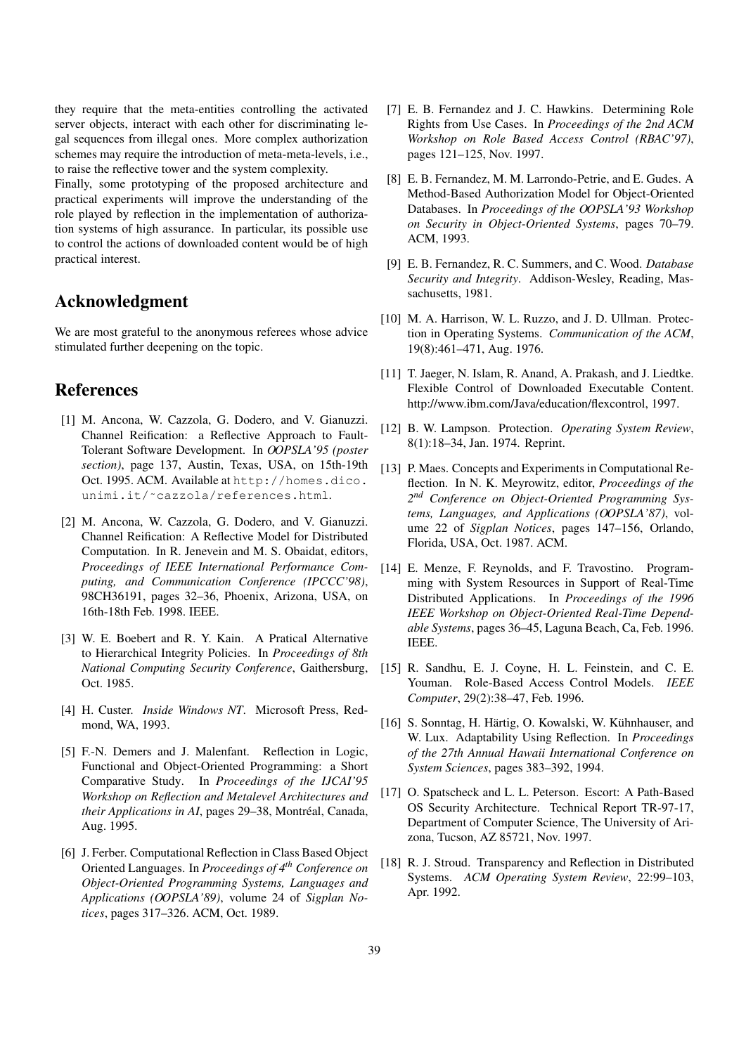they require that the meta-entities controlling the activated server objects, interact with each other for discriminating legal sequences from illegal ones. More complex authorization schemes may require the introduction of meta-meta-levels, i.e., to raise the reflective tower and the system complexity.

Finally, some prototyping of the proposed architecture and practical experiments will improve the understanding of the role played by reflection in the implementation of authorization systems of high assurance. In particular, its possible use to control the actions of downloaded content would be of high practical interest.

## Acknowledgment

We are most grateful to the anonymous referees whose advice stimulated further deepening on the topic.

## References

[1] M. Ancona, W. Cazzola, G. Dodero, and V. Gianuzzi. Channel Reification: a Reflective Approach to Fault-Tolerant Software Development. In *OOPSLA'95 (poster section)*, page 137, Austin, Texas, USA, on 15th-19th Oct. 1995. ACM. Available at `http://homes.dico.unimi.it/~cazzola/references.html`.

[2] M. Ancona, W. Cazzola, G. Dodero, and V. Gianuzzi. Channel Reification: A Reflective Model for Distributed Computation. In R. Jenevein and M. S. Obaidat, editors, *Proceedings of IEEE International Performance Computing, and Communication Conference (IPCCC'98)*, 98CH36191, pages 32–36, Phoenix, Arizona, USA, on 16th-18th Feb. 1998. IEEE.

[3] W. E. Boebert and R. Y. Kain. A Pratical Alternative to Hierarchical Integrity Policies. In *Proceedings of 8th National Computing Security Conference*, Gaithersburg, Oct. 1985.

[4] H. Custer. *Inside Windows NT*. Microsoft Press, Redmond, WA, 1993.

[5] F.-N. Demers and J. Malenfant. Reflection in Logic, Functional and Object-Oriented Programming: a Short Comparative Study. In *Proceedings of the IJCAI'95 Workshop on Reflection and Metalevel Architectures and their Applications in AI*, pages 29–38, Montréal, Canada, Aug. 1995.

[6] J. Ferber. Computational Reflection in Class Based Object Oriented Languages. In *Proceedings of 4th Conference on Object-Oriented Programming Systems, Languages and Applications (OOPSLA'89)*, volume 24 of *Sigplan Notices*, pages 317–326. ACM, Oct. 1989.

[7] E. B. Fernandez and J. C. Hawkins. Determining Role Rights from Use Cases. In *Proceedings of the 2nd ACM Workshop on Role Based Access Control (RBAC'97)*, pages 121–125, Nov. 1997.

[8] E. B. Fernandez, M. M. Larrondo-Petrie, and E. Gudes. A Method-Based Authorization Model for Object-Oriented Databases. In *Proceedings of the OOPSLA'93 Workshop on Security in Object-Oriented Systems*, pages 70–79. ACM, 1993.

[9] E. B. Fernandez, R. C. Summers, and C. Wood. *Database Security and Integrity*. Addison-Wesley, Reading, Massachusetts, 1981.

[10] M. A. Harrison, W. L. Ruzzo, and J. D. Ullman. Protection in Operating Systems. *Communication of the ACM*, 19(8):461–471, Aug. 1976.

[11] T. Jaeger, N. Islam, R. Anand, A. Prakash, and J. Liedtke. Flexible Control of Downloaded Executable Content. http://www.ibm.com/Java/education/flexcontrol, 1997.

[12] B. W. Lampson. Protection. *Operating System Review*, 8(1):18–34, Jan. 1974. Reprint.

[13] P. Maes. Concepts and Experiments in Computational Reflection. In N. K. Meyrowitz, editor, *Proceedings of the 2nd Conference on Object-Oriented Programming Systems, Languages, and Applications (OOPSLA'87)*, volume 22 of *Sigplan Notices*, pages 147–156, Orlando, Florida, USA, Oct. 1987. ACM.

[14] E. Menze, F. Reynolds, and F. Travostino. Programming with System Resources in Support of Real-Time Distributed Applications. In *Proceedings of the 1996 IEEE Workshop on Object-Oriented Real-Time Dependable Systems*, pages 36–45, Laguna Beach, Ca, Feb. 1996. IEEE.

[15] R. Sandhu, E. J. Coyne, H. L. Feinstein, and C. E. Youman. Role-Based Access Control Models. *IEEE Computer*, 29(2):38–47, Feb. 1996.

[16] S. Sonntag, H. Härtig, O. Kowalski, W. Kühnhauser, and W. Lux. Adaptability Using Reflection. In *Proceedings of the 27th Annual Hawaii International Conference on System Sciences*, pages 383–392, 1994.

[17] O. Spatscheck and L. L. Peterson. Escort: A Path-Based OS Security Architecture. Technical Report TR-97-17, Department of Computer Science, The University of Arizona, Tucson, AZ 85721, Nov. 1997.

[18] R. J. Stroud. Transparency and Reflection in Distributed Systems. *ACM Operating System Review*, 22:99–103, Apr. 1992.